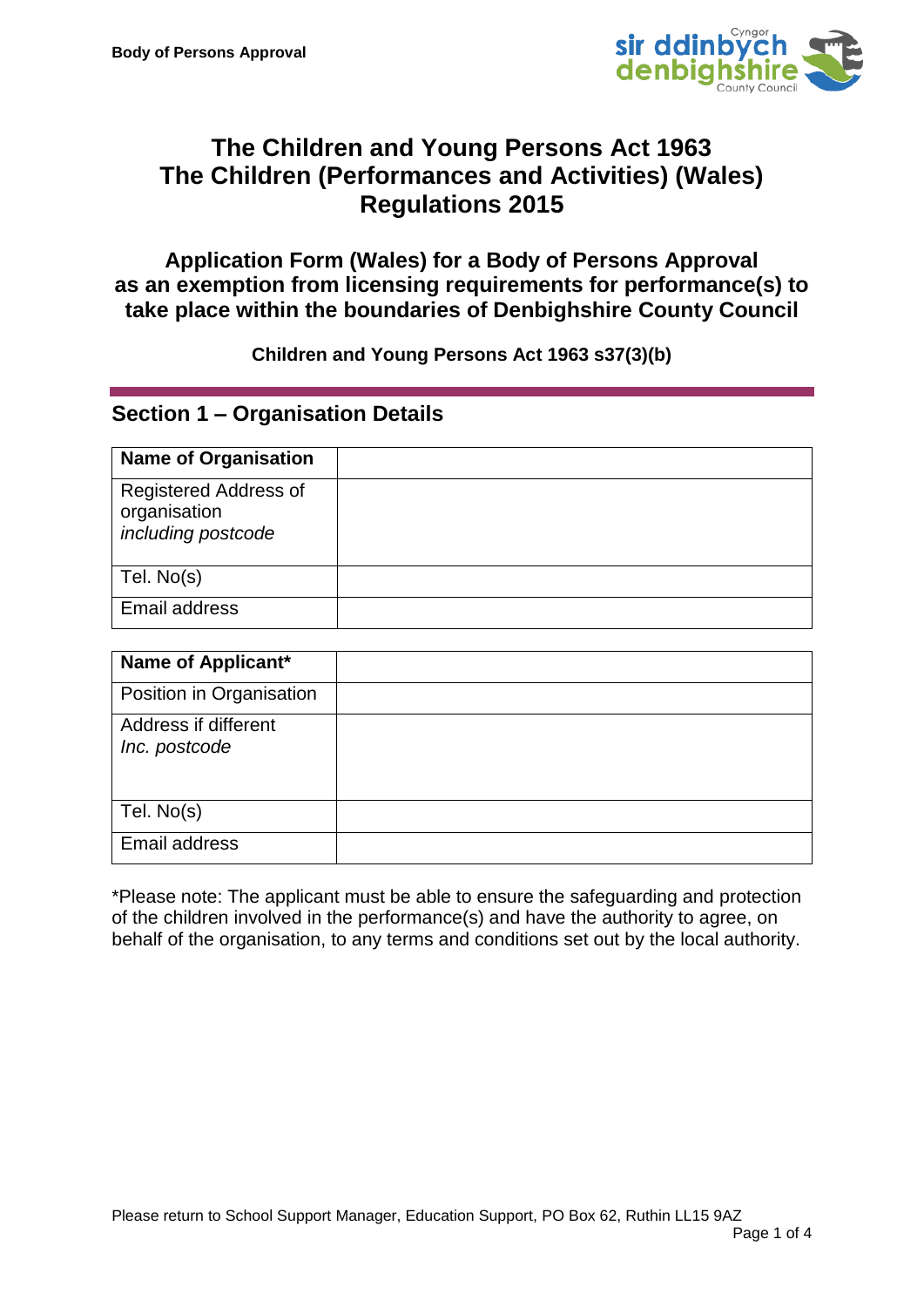# The Children and Young Persons Act 1963
# The Children (Performances and Activities) (Wales) Regulations 2015

## Application Form (Wales) for a Body of Persons Approval as an exemption from licensing requirements for performance(s) to take place within the boundaries of Denbighshire County Council

**Children and Young Persons Act 1963 s37(3)(b)**

## Section 1 – Organisation Details

| **Name of Organisation** | |
|---|---|
| Registered Address of organisation *including postcode* | |
| Tel. No(s) | |
| Email address | |

| **Name of Applicant*** | |
|---|---|
| Position in Organisation | |
| Address if different *Inc. postcode* | |
| Tel. No(s) | |
| Email address | |

*Please note: The applicant must be able to ensure the safeguarding and protection of the children involved in the performance(s) and have the authority to agree, on behalf of the organisation, to any terms and conditions set out by the local authority.

Please return to School Support Manager, Education Support, PO Box 62, Ruthin LL15 9AZ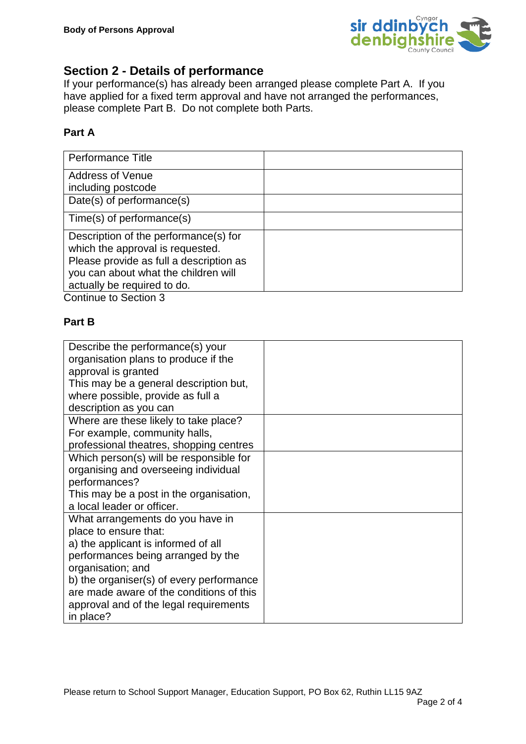## Section 2 - Details of performance

If your performance(s) has already been arranged please complete Part A. If you have applied for a fixed term approval and have not arranged the performances, please complete Part B. Do not complete both Parts.

### Part A

| | |
|---|---|
| Performance Title | |
| Address of Venue including postcode | |
| Date(s) of performance(s) | |
| Time(s) of performance(s) | |
| Description of the performance(s) for which the approval is requested. Please provide as full a description as you can about what the children will actually be required to do. | |

Continue to Section 3

### Part B

| | |
|---|---|
| Describe the performance(s) your organisation plans to produce if the approval is granted<br>This may be a general description but, where possible, provide as full a description as you can | |
| Where are these likely to take place? For example, community halls, professional theatres, shopping centres | |
| Which person(s) will be responsible for organising and overseeing individual performances?<br>This may be a post in the organisation, a local leader or officer. | |
| What arrangements do you have in place to ensure that:<br>a) the applicant is informed of all performances being arranged by the organisation; and<br>b) the organiser(s) of every performance are made aware of the conditions of this approval and of the legal requirements in place? | |

Please return to School Support Manager, Education Support, PO Box 62, Ruthin LL15 9AZ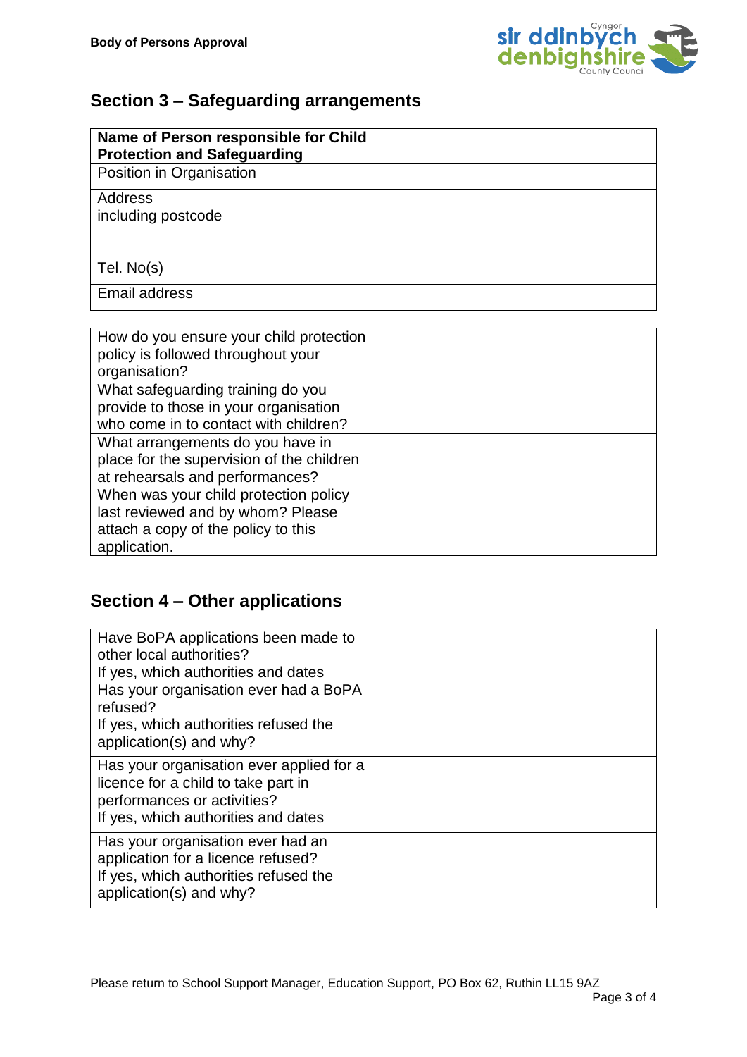## Section 3 – Safeguarding arrangements

| **Name of Person responsible for Child Protection and Safeguarding** | |
|---|---|
| Position in Organisation | |
| Address<br>including postcode | |
| Tel. No(s) | |
| Email address | |

| How do you ensure your child protection policy is followed throughout your organisation? | |
|---|---|
| What safeguarding training do you provide to those in your organisation who come in to contact with children? | |
| What arrangements do you have in place for the supervision of the children at rehearsals and performances? | |
| When was your child protection policy last reviewed and by whom? Please attach a copy of the policy to this application. | |

## Section 4 – Other applications

| Have BoPA applications been made to other local authorities?<br>If yes, which authorities and dates | |
|---|---|
| Has your organisation ever had a BoPA refused?<br>If yes, which authorities refused the application(s) and why? | |
| Has your organisation ever applied for a licence for a child to take part in performances or activities?<br>If yes, which authorities and dates | |
| Has your organisation ever had an application for a licence refused?<br>If yes, which authorities refused the application(s) and why? | |

Please return to School Support Manager, Education Support, PO Box 62, Ruthin LL15 9AZ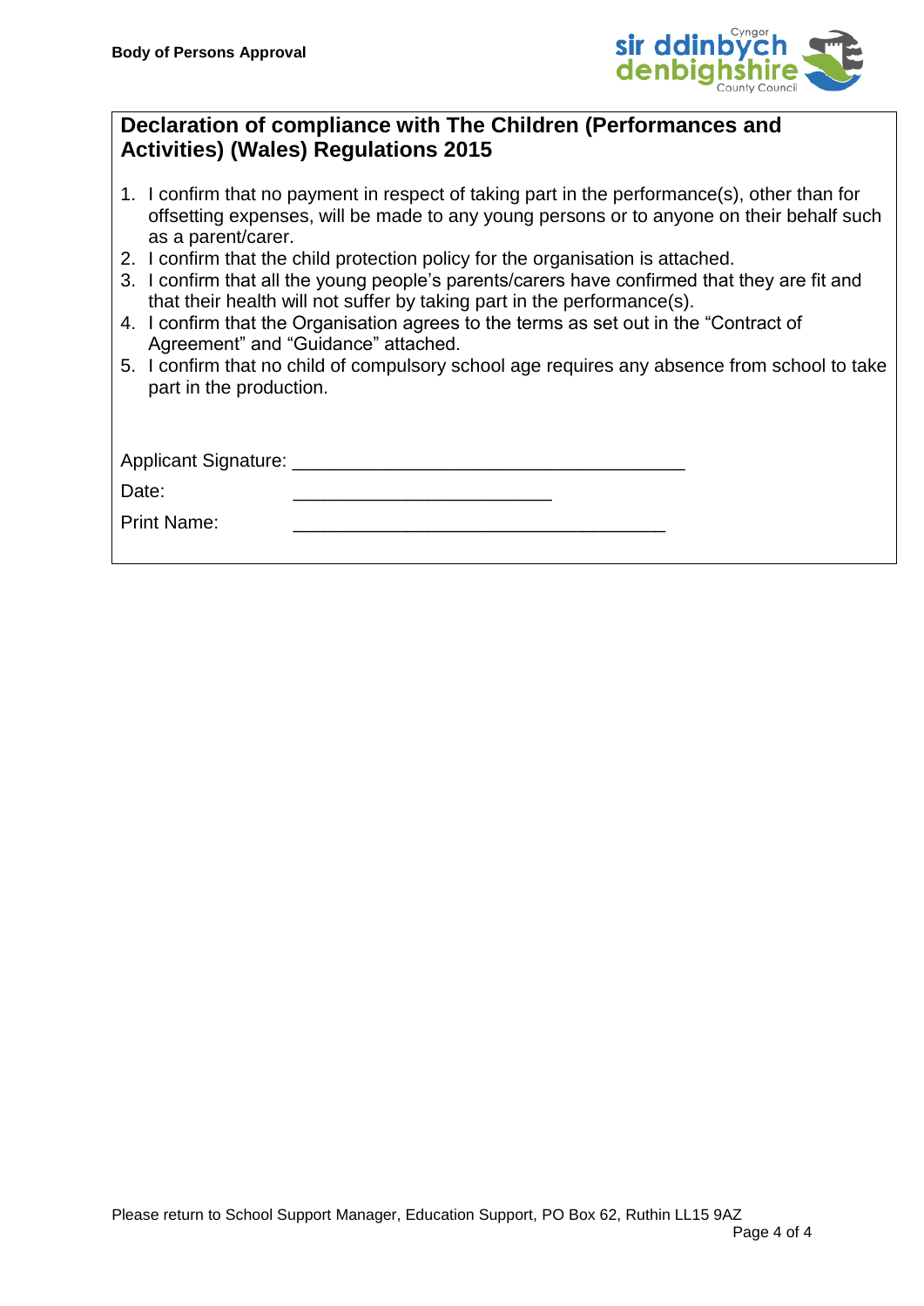## Declaration of compliance with The Children (Performances and Activities) (Wales) Regulations 2015

1. I confirm that no payment in respect of taking part in the performance(s), other than for offsetting expenses, will be made to any young persons or to anyone on their behalf such as a parent/carer.
2. I confirm that the child protection policy for the organisation is attached.
3. I confirm that all the young people's parents/carers have confirmed that they are fit and that their health will not suffer by taking part in the performance(s).
4. I confirm that the Organisation agrees to the terms as set out in the "Contract of Agreement" and "Guidance" attached.
5. I confirm that no child of compulsory school age requires any absence from school to take part in the production.

Applicant Signature: ____________________________________

Date: ________________________

Print Name: ___________________________________

Please return to School Support Manager, Education Support, PO Box 62, Ruthin LL15 9AZ